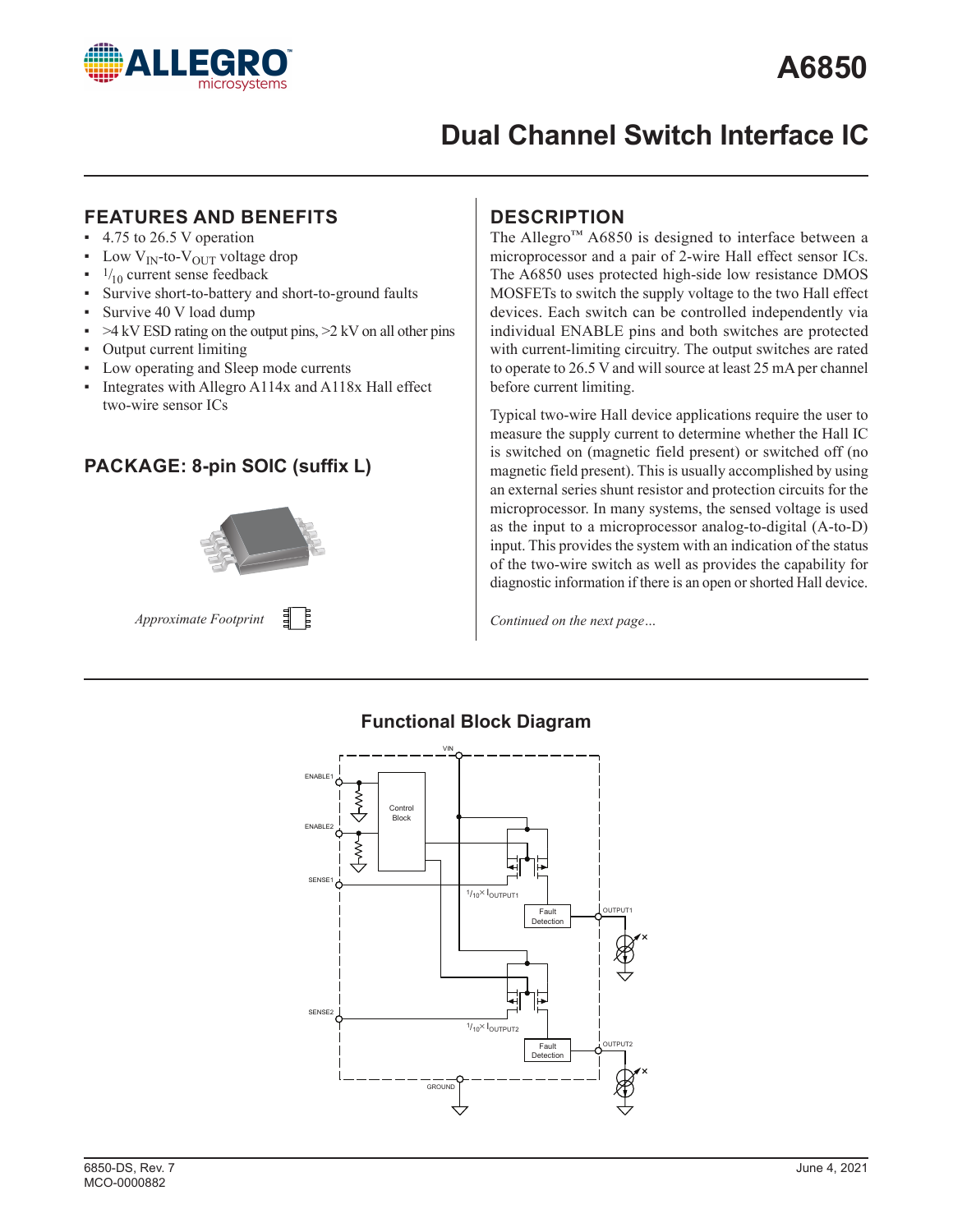# A6850

## Dual Channel Switch Interface IC

### FEATURES AND BENEFITS

- 4.75 to 26.5 V operation
- Low $V_{IN}$-to-$V_{OUT}$ voltage drop
- $^1/_{10}$ current sense feedback
- Survive short-to-battery and short-to-ground faults
- Survive 40 V load dump
- >4 kV ESD rating on the output pins, >2 kV on all other pins
- Output current limiting
- Low operating and Sleep mode currents
- Integrates with Allegro A114x and A118x Hall effect two-wire sensor ICs

### PACKAGE: 8-pin SOIC (suffix L)

*Approximate Footprint*

### DESCRIPTION

The Allegro™ A6850 is designed to interface between a microprocessor and a pair of 2-wire Hall effect sensor ICs. The A6850 uses protected high-side low resistance DMOS MOSFETs to switch the supply voltage to the two Hall effect devices. Each switch can be controlled independently via individual ENABLE pins and both switches are protected with current-limiting circuitry. The output switches are rated to operate to 26.5 V and will source at least 25 mA per channel before current limiting.

Typical two-wire Hall device applications require the user to measure the supply current to determine whether the Hall IC is switched on (magnetic field present) or switched off (no magnetic field present). This is usually accomplished by using an external series shunt resistor and protection circuits for the microprocessor. In many systems, the sensed voltage is used as the input to a microprocessor analog-to-digital (A-to-D) input. This provides the system with an indication of the status of the two-wire switch as well as provides the capability for diagnostic information if there is an open or shorted Hall device.

*Continued on the next page…*

### Functional Block Diagram

VIN, ENABLE1, ENABLE2, SENSE1, SENSE2, Control Block, $^1/_{10}\times I_{OUTPUT1}$, $^1/_{10}\times I_{OUTPUT2}$, Fault Detection, OUTPUT1, OUTPUT2, GROUND

6850-DS, Rev. 7
MCO-0000882

June 4, 2021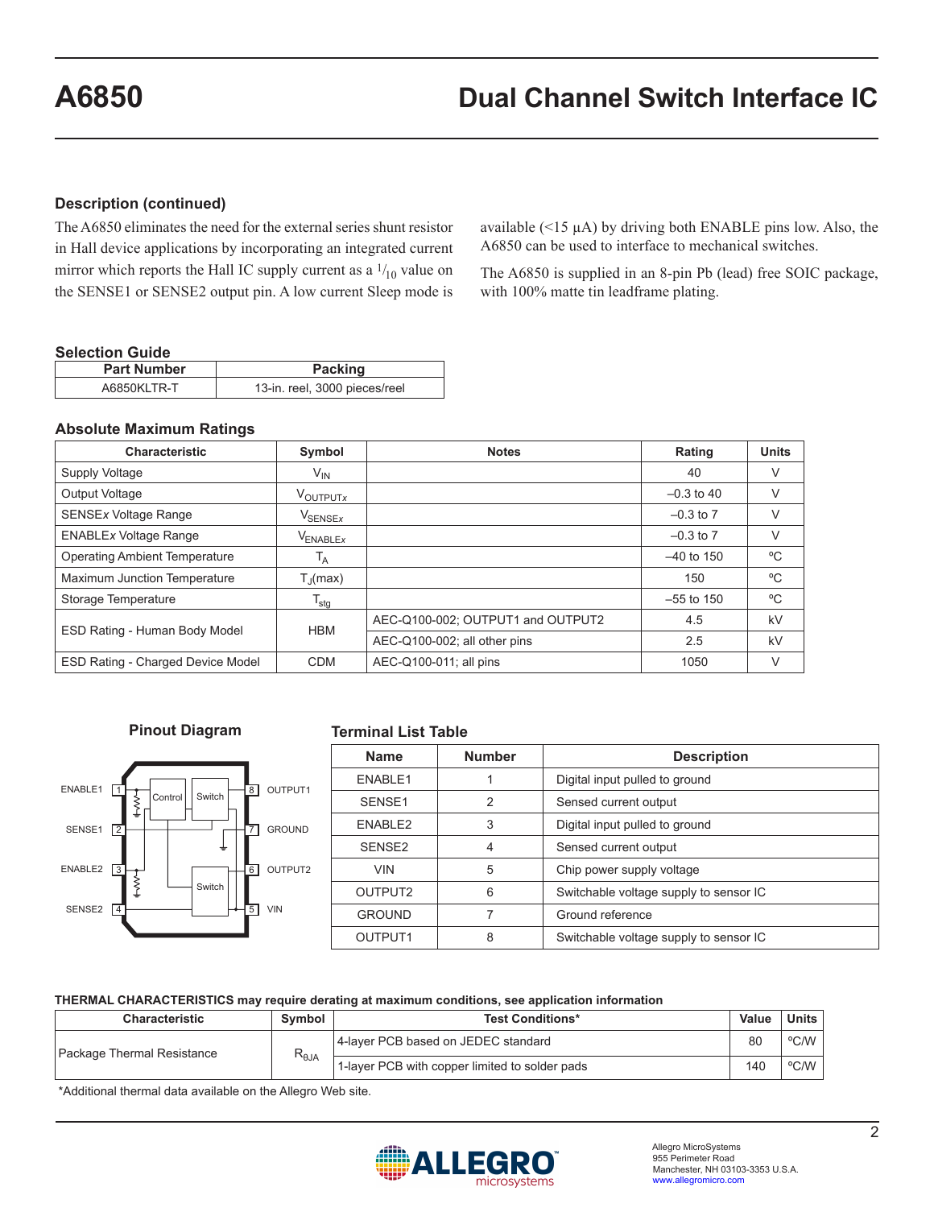## Description (continued)

The A6850 eliminates the need for the external series shunt resistor in Hall device applications by incorporating an integrated current mirror which reports the Hall IC supply current as a $^1/_{10}$ value on the SENSE1 or SENSE2 output pin. A low current Sleep mode is available (<15 µA) by driving both ENABLE pins low. Also, the A6850 can be used to interface to mechanical switches.

The A6850 is supplied in an 8-pin Pb (lead) free SOIC package, with 100% matte tin leadframe plating.

### Selection Guide

| Part Number | Packing |
|---|---|
| A6850KLTR-T | 13-in. reel, 3000 pieces/reel |

### Absolute Maximum Ratings

| Characteristic | Symbol | Notes | Rating | Units |
|---|---|---|---|---|
| Supply Voltage | $V_{IN}$ | | 40 | V |
| Output Voltage | $V_{OUTPUTx}$ | | –0.3 to 40 | V |
| SENSE*x* Voltage Range | $V_{SENSEx}$ | | –0.3 to 7 | V |
| ENABLE*x* Voltage Range | $V_{ENABLEx}$ | | –0.3 to 7 | V |
| Operating Ambient Temperature | $T_A$ | | –40 to 150 | ºC |
| Maximum Junction Temperature | $T_J$(max) | | 150 | ºC |
| Storage Temperature | $T_{stg}$ | | –55 to 150 | ºC |
| ESD Rating - Human Body Model | HBM | AEC-Q100-002; OUTPUT1 and OUTPUT2 | 4.5 | kV |
| | | AEC-Q100-002; all other pins | 2.5 | kV |
| ESD Rating - Charged Device Model | CDM | AEC-Q100-011; all pins | 1050 | V |

### Pinout Diagram

ENABLE1 1, SENSE1 2, ENABLE2 3, SENSE2 4, VIN 5, OUTPUT2 6, GROUND 7, OUTPUT1 8 (internal blocks: Control, Switch, Switch)

### Terminal List Table

| Name | Number | Description |
|---|---|---|
| ENABLE1 | 1 | Digital input pulled to ground |
| SENSE1 | 2 | Sensed current output |
| ENABLE2 | 3 | Digital input pulled to ground |
| SENSE2 | 4 | Sensed current output |
| VIN | 5 | Chip power supply voltage |
| OUTPUT2 | 6 | Switchable voltage supply to sensor IC |
| GROUND | 7 | Ground reference |
| OUTPUT1 | 8 | Switchable voltage supply to sensor IC |

**THERMAL CHARACTERISTICS may require derating at maximum conditions, see application information**

| Characteristic | Symbol | Test Conditions* | Value | Units |
|---|---|---|---|---|
| Package Thermal Resistance | $R_{\theta JA}$ | 4-layer PCB based on JEDEC standard | 80 | ºC/W |
| | | 1-layer PCB with copper limited to solder pads | 140 | ºC/W |

*Additional thermal data available on the Allegro Web site.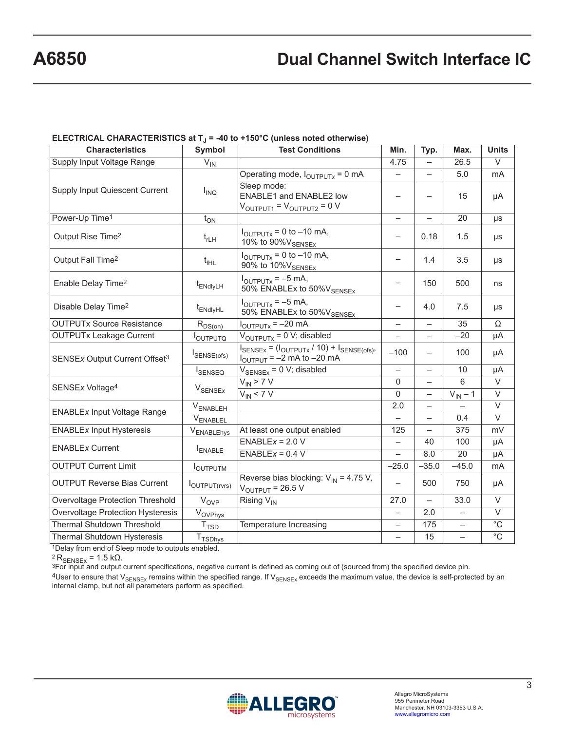**ELECTRICAL CHARACTERISTICS at $T_J$ = -40 to +150°C (unless noted otherwise)**

| Characteristics | Symbol | Test Conditions | Min. | Typ. | Max. | Units |
|---|---|---|---|---|---|---|
| Supply Input Voltage Range | $V_{IN}$ | | 4.75 | – | 26.5 | V |
| Supply Input Quiescent Current | $I_{INQ}$ | Operating mode, $I_{OUTPUTx}$ = 0 mA | – | – | 5.0 | mA |
| | | Sleep mode: ENABLE1 and ENABLE2 low $V_{OUTPUT1}$ = $V_{OUTPUT2}$ = 0 V | – | – | 15 | μA |
| Power-Up Time[1] | $t_{ON}$ | | – | – | 20 | μs |
| Output Rise Time[2] | $t_{rLH}$ | $I_{OUTPUTx}$ = 0 to –10 mA, 10% to 90%$V_{SENSEx}$ | – | 0.18 | 1.5 | μs |
| Output Fall Time[2] | $t_{fHL}$ | $I_{OUTPUTx}$ = 0 to –10 mA, 90% to 10%$V_{SENSEx}$ | – | 1.4 | 3.5 | μs |
| Enable Delay Time[2] | $t_{ENdlyLH}$ | $I_{OUTPUTx}$ = –5 mA, 50% ENABLEx to 50%$V_{SENSEx}$ | – | 150 | 500 | ns |
| Disable Delay Time[2] | $t_{ENdlyHL}$ | $I_{OUTPUTx}$ = –5 mA, 50% ENABLEx to 50%$V_{SENSEx}$ | – | 4.0 | 7.5 | μs |
| OUTPUTx Source Resistance | $R_{DS(on)}$ | $I_{OUTPUTx}$ = –20 mA | – | – | 35 | Ω |
| OUTPUTx Leakage Current | $I_{OUTPUTQ}$ | $V_{OUTPUTx}$ = 0 V; disabled | – | – | –20 | μA |
| SENSE*x* Output Current Offset[3] | $I_{SENSE(ofs)}$ | $I_{SENSEx}$ = ($I_{OUTPUTx}$ / 10) + $I_{SENSE(ofs)}$, $I_{OUTPUT}$ = –2 mA to –20 mA | –100 | – | 100 | μA |
| | $I_{SENSEQ}$ | $V_{SENSEx}$ = 0 V; disabled | – | – | 10 | μA |
| SENSE*x* Voltage[4] | $V_{SENSEx}$ | $V_{IN}$ > 7 V | 0 | – | 6 | V |
| | | $V_{IN}$ < 7 V | 0 | – | $V_{IN}$ – 1 | V |
| ENABLE*x* Input Voltage Range | $V_{ENABLEH}$ | | 2.0 | – | – | V |
| | $V_{ENABLEL}$ | | – | – | 0.4 | V |
| ENABLE*x* Input Hysteresis | $V_{ENABLEhys}$ | At least one output enabled | 125 | – | 375 | mV |
| ENABLE*x* Current | $I_{ENABLE}$ | ENABLE*x* = 2.0 V | – | 40 | 100 | μA |
| | | ENABLE*x* = 0.4 V | – | 8.0 | 20 | μA |
| OUTPUT Current Limit | $I_{OUTPUTM}$ | | –25.0 | –35.0 | –45.0 | mA |
| OUTPUT Reverse Bias Current | $I_{OUTPUT(rvrs)}$ | Reverse bias blocking: $V_{IN}$ = 4.75 V, $V_{OUTPUT}$ = 26.5 V | – | 500 | 750 | μA |
| Overvoltage Protection Threshold | $V_{OVP}$ | Rising $V_{IN}$ | 27.0 | – | 33.0 | V |
| Overvoltage Protection Hysteresis | $V_{OVPhys}$ | | – | 2.0 | – | V |
| Thermal Shutdown Threshold | $T_{TSD}$ | Temperature Increasing | – | 175 | – | °C |
| Thermal Shutdown Hysteresis | $T_{TSDhys}$ | | – | 15 | – | °C |

[1]Delay from end of Sleep mode to outputs enabled.
[2] $R_{SENSEx}$ = 1.5 kΩ.
[3]For input and output current specifications, negative current is defined as coming out of (sourced from) the specified device pin.
[4]User to ensure that $V_{SENSEx}$ remains within the specified range. If $V_{SENSEx}$ exceeds the maximum value, the device is self-protected by an internal clamp, but not all parameters perform as specified.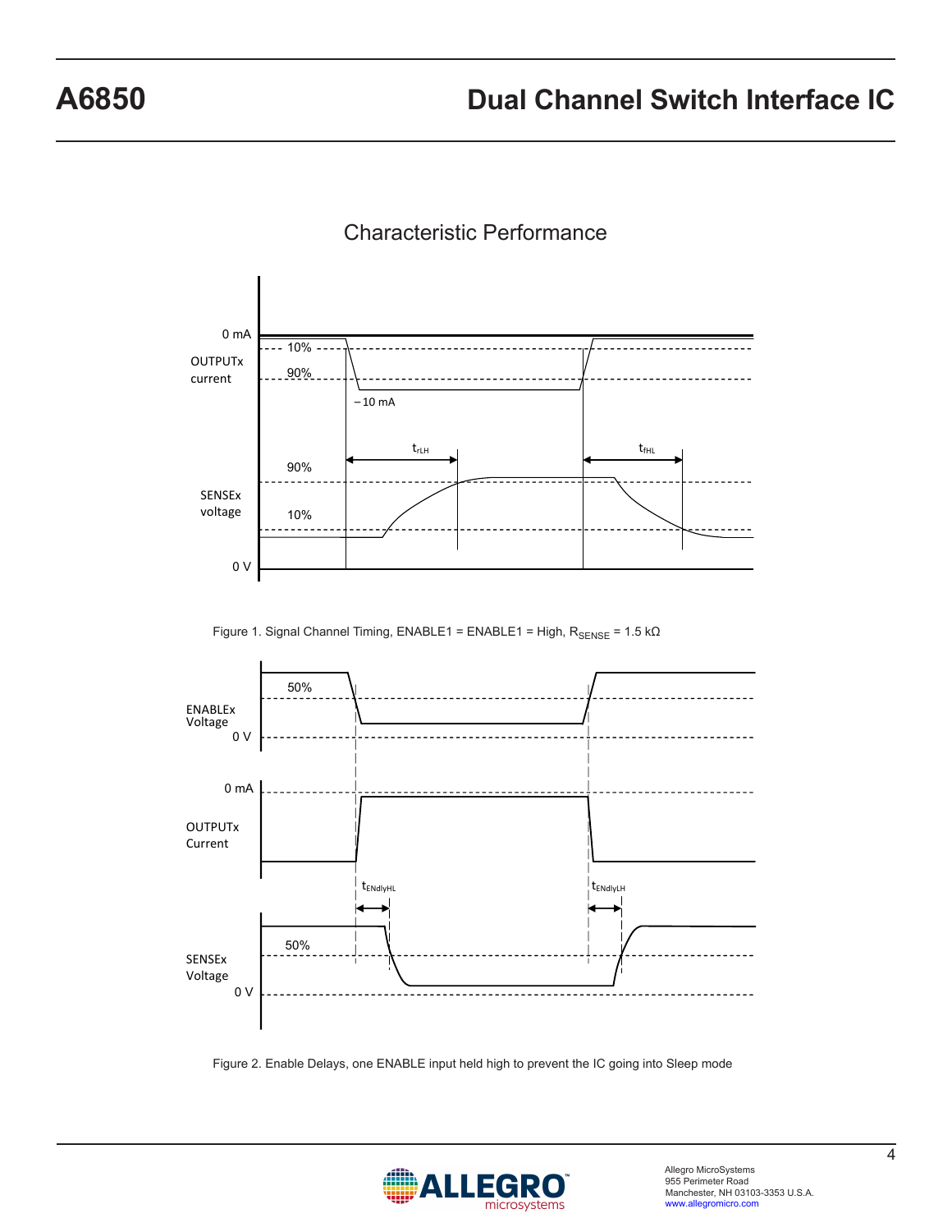## Characteristic Performance

Figure 1. Signal Channel Timing, ENABLE1 = ENABLE1 = High, $R_{SENSE}$ = 1.5 kΩ

Figure 2. Enable Delays, one ENABLE input held high to prevent the IC going into Sleep mode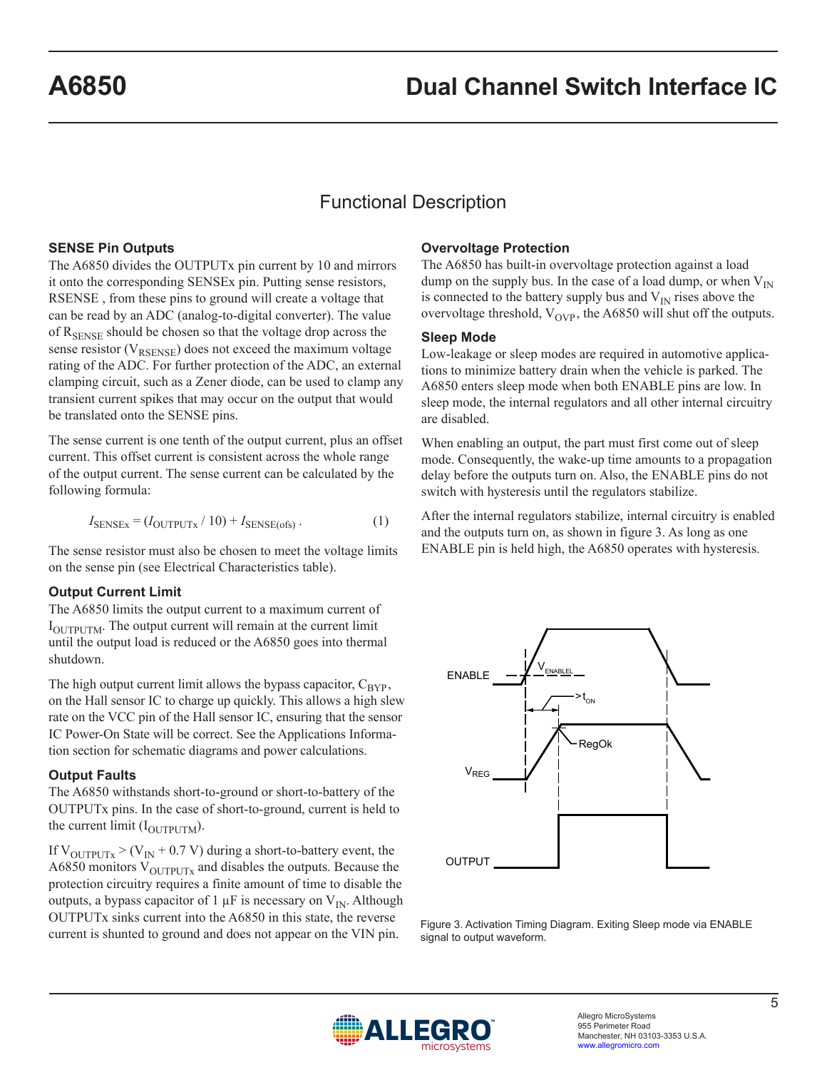## Functional Description

### SENSE Pin Outputs

The A6850 divides the OUTPUTx pin current by 10 and mirrors it onto the corresponding SENSEx pin. Putting sense resistors, RSENSE , from these pins to ground will create a voltage that can be read by an ADC (analog-to-digital converter). The value of $R_{SENSE}$ should be chosen so that the voltage drop across the sense resistor ($V_{RSENSE}$) does not exceed the maximum voltage rating of the ADC. For further protection of the ADC, an external clamping circuit, such as a Zener diode, can be used to clamp any transient current spikes that may occur on the output that would be translated onto the SENSE pins.

The sense current is one tenth of the output current, plus an offset current. This offset current is consistent across the whole range of the output current. The sense current can be calculated by the following formula:

$$I_{SENSEx} = (I_{OUTPUTx} / 10) + I_{SENSE(ofs)} \; . \qquad (1)$$

The sense resistor must also be chosen to meet the voltage limits on the sense pin (see Electrical Characteristics table).

### Output Current Limit

The A6850 limits the output current to a maximum current of $I_{OUTPUTM}$. The output current will remain at the current limit until the output load is reduced or the A6850 goes into thermal shutdown.

The high output current limit allows the bypass capacitor, $C_{BYP}$, on the Hall sensor IC to charge up quickly. This allows a high slew rate on the VCC pin of the Hall sensor IC, ensuring that the sensor IC Power-On State will be correct. See the Applications Information section for schematic diagrams and power calculations.

### Output Faults

The A6850 withstands short-to-ground or short-to-battery of the OUTPUTx pins. In the case of short-to-ground, current is held to the current limit ($I_{OUTPUTM}$).

If $V_{OUTPUTx} > (V_{IN} + 0.7\ V)$ during a short-to-battery event, the A6850 monitors $V_{OUTPUTx}$ and disables the outputs. Because the protection circuitry requires a finite amount of time to disable the outputs, a bypass capacitor of 1 µF is necessary on $V_{IN}$. Although OUTPUTx sinks current into the A6850 in this state, the reverse current is shunted to ground and does not appear on the VIN pin.

### Overvoltage Protection

The A6850 has built-in overvoltage protection against a load dump on the supply bus. In the case of a load dump, or when $V_{IN}$ is connected to the battery supply bus and $V_{IN}$ rises above the overvoltage threshold, $V_{OVP}$, the A6850 will shut off the outputs.

### Sleep Mode

Low-leakage or sleep modes are required in automotive applications to minimize battery drain when the vehicle is parked. The A6850 enters sleep mode when both ENABLE pins are low. In sleep mode, the internal regulators and all other internal circuitry are disabled.

When enabling an output, the part must first come out of sleep mode. Consequently, the wake-up time amounts to a propagation delay before the outputs turn on. Also, the ENABLE pins do not switch with hysteresis until the regulators stabilize.

After the internal regulators stabilize, internal circuitry is enabled and the outputs turn on, as shown in figure 3. As long as one ENABLE pin is held high, the A6850 operates with hysteresis.

Figure 3. Activation Timing Diagram. Exiting Sleep mode via ENABLE signal to output waveform.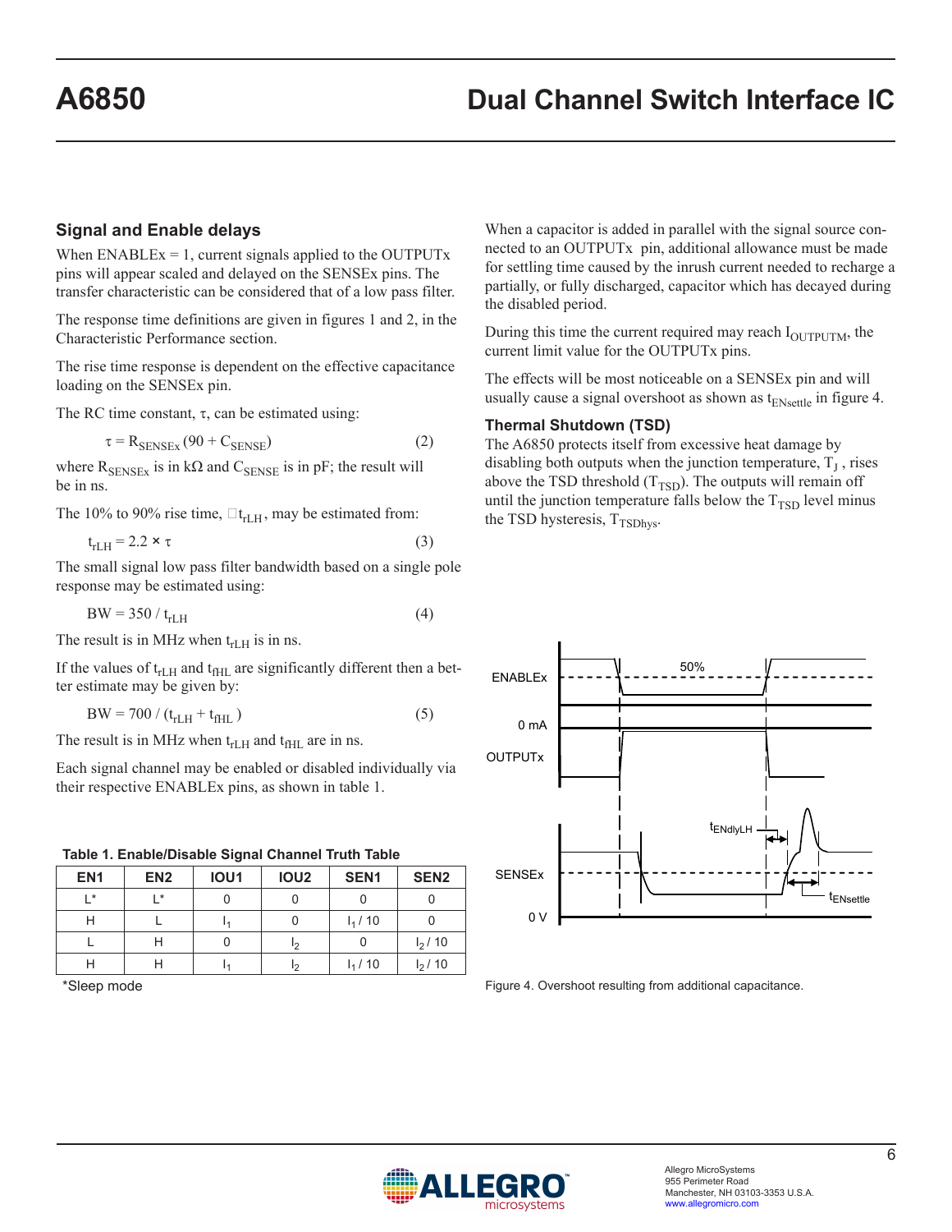## Signal and Enable delays

When ENABLEx = 1, current signals applied to the OUTPUTx pins will appear scaled and delayed on the SENSEx pins. The transfer characteristic can be considered that of a low pass filter.

The response time definitions are given in figures 1 and 2, in the Characteristic Performance section.

The rise time response is dependent on the effective capacitance loading on the SENSEx pin.

The RC time constant, $\tau$, can be estimated using:

$$\tau = R_{SENSEx}\,(90 + C_{SENSE}) \tag{2}$$

where $R_{SENSEx}$ is in kΩ and $C_{SENSE}$ is in pF; the result will be in ns.

The 10% to 90% rise time, $t_{rLH}$, may be estimated from:

$$t_{rLH} = 2.2 \times \tau \tag{3}$$

The small signal low pass filter bandwidth based on a single pole response may be estimated using:

$$BW = 350 / t_{rLH} \tag{4}$$

The result is in MHz when $t_{rLH}$ is in ns.

If the values of $t_{rLH}$ and $t_{fHL}$ are significantly different then a better estimate may be given by:

$$BW = 700 / (t_{rLH} + t_{fHL}) \tag{5}$$

The result is in MHz when $t_{rLH}$ and $t_{fHL}$ are in ns.

Each signal channel may be enabled or disabled individually via their respective ENABLEx pins, as shown in table 1.

**Table 1. Enable/Disable Signal Channel Truth Table**

| EN1 | EN2 | IOU1 | IOU2 | SEN1 | SEN2 |
|---|---|---|---|---|---|
| L* | L* | 0 | 0 | 0 | 0 |
| H | L | $I_1$ | 0 | $I_1 / 10$ | 0 |
| L | H | 0 | $I_2$ | 0 | $I_2 / 10$ |
| H | H | $I_1$ | $I_2$ | $I_1 / 10$ | $I_2 / 10$ |

*Sleep mode

When a capacitor is added in parallel with the signal source connected to an OUTPUTx pin, additional allowance must be made for settling time caused by the inrush current needed to recharge a partially, or fully discharged, capacitor which has decayed during the disabled period.

During this time the current required may reach $I_{OUTPUTM}$, the current limit value for the OUTPUTx pins.

The effects will be most noticeable on a SENSEx pin and will usually cause a signal overshoot as shown as $t_{ENsettle}$ in figure 4.

### Thermal Shutdown (TSD)

The A6850 protects itself from excessive heat damage by disabling both outputs when the junction temperature, $T_J$, rises above the TSD threshold ($T_{TSD}$). The outputs will remain off until the junction temperature falls below the $T_{TSD}$ level minus the TSD hysteresis, $T_{TSDhys}$.

Figure 4. Overshoot resulting from additional capacitance.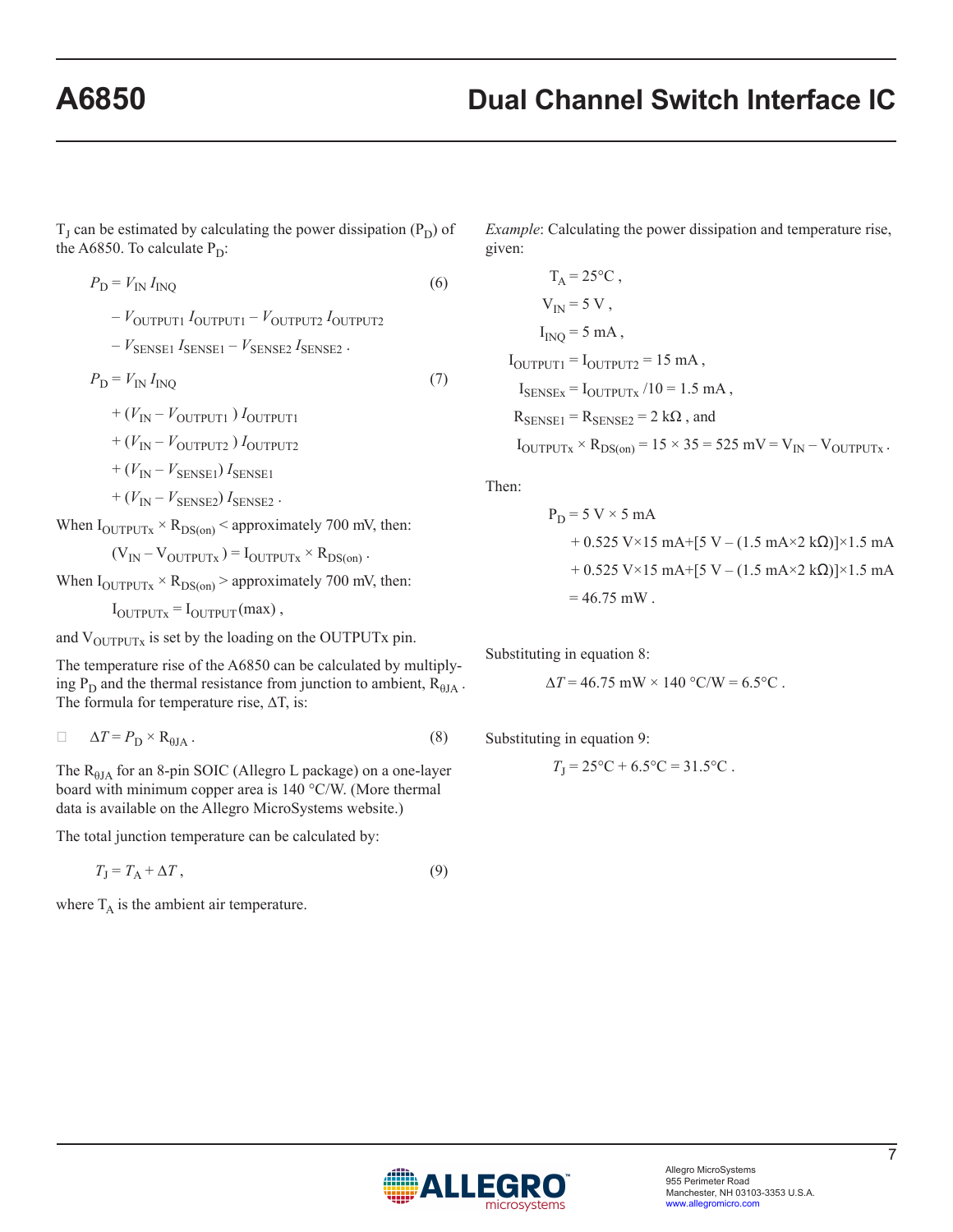$T_J$ can be estimated by calculating the power dissipation ($P_D$) of the A6850. To calculate $P_D$:

$$P_D = V_{IN} I_{INQ} - V_{OUTPUT1} I_{OUTPUT1} - V_{OUTPUT2} I_{OUTPUT2} - V_{SENSE1} I_{SENSE1} - V_{SENSE2} I_{SENSE2} \, . \tag{6}$$

$$P_D = V_{IN} I_{INQ} + (V_{IN} - V_{OUTPUT1}) I_{OUTPUT1} + (V_{IN} - V_{OUTPUT2}) I_{OUTPUT2} + (V_{IN} - V_{SENSE1}) I_{SENSE1} + (V_{IN} - V_{SENSE2}) I_{SENSE2} \, . \tag{7}$$

When $I_{OUTPUTx} \times R_{DS(on)}$ < approximately 700 mV, then:

$$(V_{IN} - V_{OUTPUTx}) = I_{OUTPUTx} \times R_{DS(on)} \, .$$

When $I_{OUTPUTx} \times R_{DS(on)}$ > approximately 700 mV, then:

$$I_{OUTPUTx} = I_{OUTPUT}(\max) \, ,$$

and $V_{OUTPUTx}$ is set by the loading on the OUTPUTx pin.

The temperature rise of the A6850 can be calculated by multiplying $P_D$ and the thermal resistance from junction to ambient, $R_{\theta JA}$. The formula for temperature rise, $\Delta T$, is:

$$\Delta T = P_D \times R_{\theta JA} \, . \tag{8}$$

The $R_{\theta JA}$ for an 8-pin SOIC (Allegro L package) on a one-layer board with minimum copper area is 140 °C/W. (More thermal data is available on the Allegro MicroSystems website.)

The total junction temperature can be calculated by:

$$T_J = T_A + \Delta T \, , \tag{9}$$

where $T_A$ is the ambient air temperature.

*Example*: Calculating the power dissipation and temperature rise, given:

$$T_A = 25°C \, ,$$
$$V_{IN} = 5 \text{ V} \, ,$$
$$I_{INQ} = 5 \text{ mA} \, ,$$
$$I_{OUTPUT1} = I_{OUTPUT2} = 15 \text{ mA} \, ,$$
$$I_{SENSEx} = I_{OUTPUTx} / 10 = 1.5 \text{ mA} \, ,$$
$$R_{SENSE1} = R_{SENSE2} = 2 \text{ k}\Omega \, , \text{ and}$$
$$I_{OUTPUTx} \times R_{DS(on)} = 15 \times 35 = 525 \text{ mV} = V_{IN} - V_{OUTPUTx} \, .$$

Then:

$$P_D = 5 \text{ V} \times 5 \text{ mA} + 0.525 \text{ V} \times 15 \text{ mA} + [5 \text{ V} - (1.5 \text{ mA} \times 2 \text{ k}\Omega)] \times 1.5 \text{ mA} + 0.525 \text{ V} \times 15 \text{ mA} + [5 \text{ V} - (1.5 \text{ mA} \times 2 \text{ k}\Omega)] \times 1.5 \text{ mA} = 46.75 \text{ mW} \, .$$

Substituting in equation 8:

$$\Delta T = 46.75 \text{ mW} \times 140 \text{ °C/W} = 6.5°C \, .$$

Substituting in equation 9:

$$T_J = 25°C + 6.5°C = 31.5°C \, .$$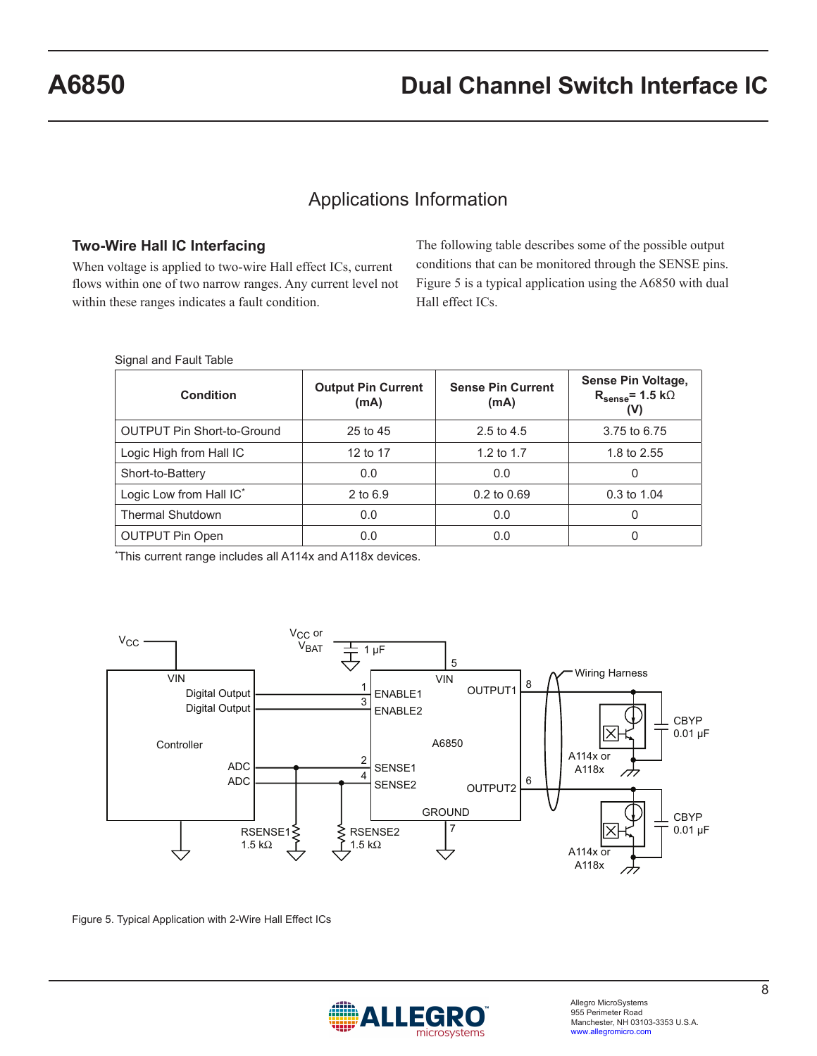## Applications Information

### Two-Wire Hall IC Interfacing

When voltage is applied to two-wire Hall effect ICs, current flows within one of two narrow ranges. Any current level not within these ranges indicates a fault condition.

The following table describes some of the possible output conditions that can be monitored through the SENSE pins. Figure 5 is a typical application using the A6850 with dual Hall effect ICs.

Signal and Fault Table

| Condition | Output Pin Current (mA) | Sense Pin Current (mA) | Sense Pin Voltage, $R_{sense}$= 1.5 kΩ (V) |
|---|---|---|---|
| OUTPUT Pin Short-to-Ground | 25 to 45 | 2.5 to 4.5 | 3.75 to 6.75 |
| Logic High from Hall IC | 12 to 17 | 1.2 to 1.7 | 1.8 to 2.55 |
| Short-to-Battery | 0.0 | 0.0 | 0 |
| Logic Low from Hall IC* | 2 to 6.9 | 0.2 to 0.69 | 0.3 to 1.04 |
| Thermal Shutdown | 0.0 | 0.0 | 0 |
| OUTPUT Pin Open | 0.0 | 0.0 | 0 |

*This current range includes all A114x and A118x devices.

Figure 5. Typical Application with 2-Wire Hall Effect ICs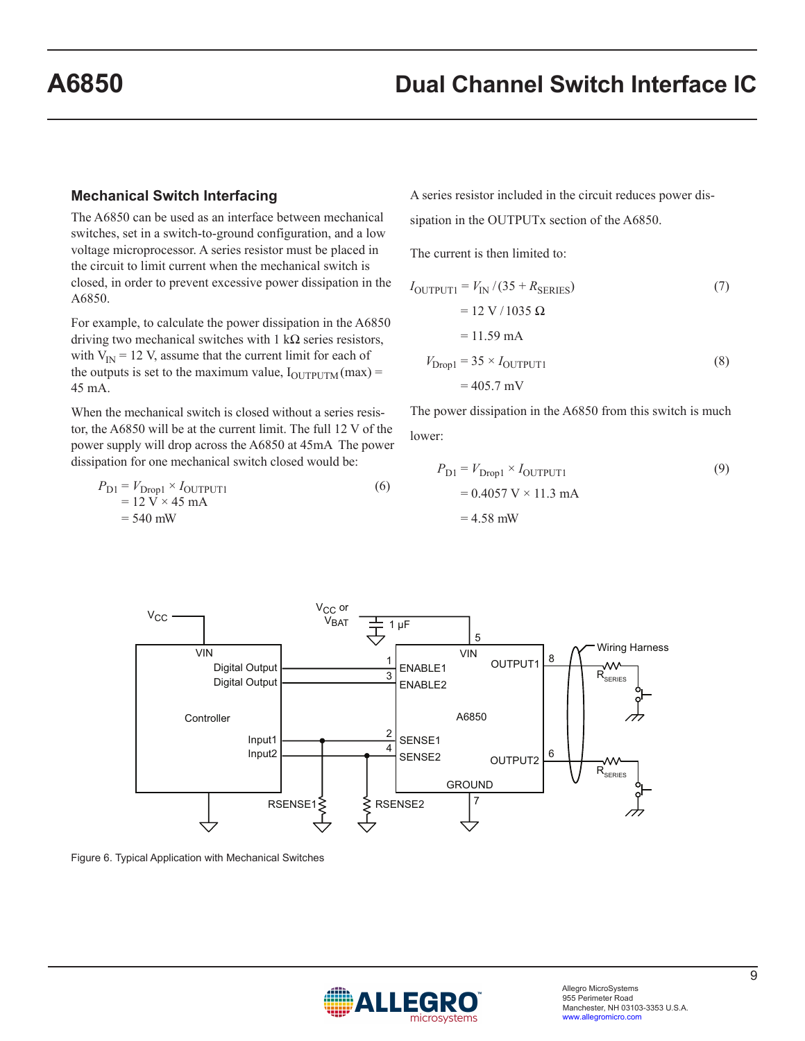## Mechanical Switch Interfacing

The A6850 can be used as an interface between mechanical switches, set in a switch-to-ground configuration, and a low voltage microprocessor. A series resistor must be placed in the circuit to limit current when the mechanical switch is closed, in order to prevent excessive power dissipation in the A6850.

For example, to calculate the power dissipation in the A6850 driving two mechanical switches with 1 kΩ series resistors, with $V_{IN}$ = 12 V, assume that the current limit for each of the outputs is set to the maximum value, $I_{OUTPUTM}$(max) = 45 mA.

When the mechanical switch is closed without a series resistor, the A6850 will be at the current limit. The full 12 V of the power supply will drop across the A6850 at 45mA The power dissipation for one mechanical switch closed would be:

$$P_{D1} = V_{Drop1} \times I_{OUTPUT1} \quad (6)$$
$$= 12\text{ V} \times 45\text{ mA}$$
$$= 540\text{ mW}$$

A series resistor included in the circuit reduces power dissipation in the OUTPUTx section of the A6850.

The current is then limited to:

$$I_{OUTPUT1} = V_{IN} / (35 + R_{SERIES}) \quad (7)$$
$$= 12\text{ V} / 1035\ \Omega$$
$$= 11.59\text{ mA}$$

$$V_{Drop1} = 35 \times I_{OUTPUT1} \quad (8)$$
$$= 405.7\text{ mV}$$

The power dissipation in the A6850 from this switch is much lower:

$$P_{D1} = V_{Drop1} \times I_{OUTPUT1} \quad (9)$$
$$= 0.4057\text{ V} \times 11.3\text{ mA}$$
$$= 4.58\text{ mW}$$

Figure 6. Typical Application with Mechanical Switches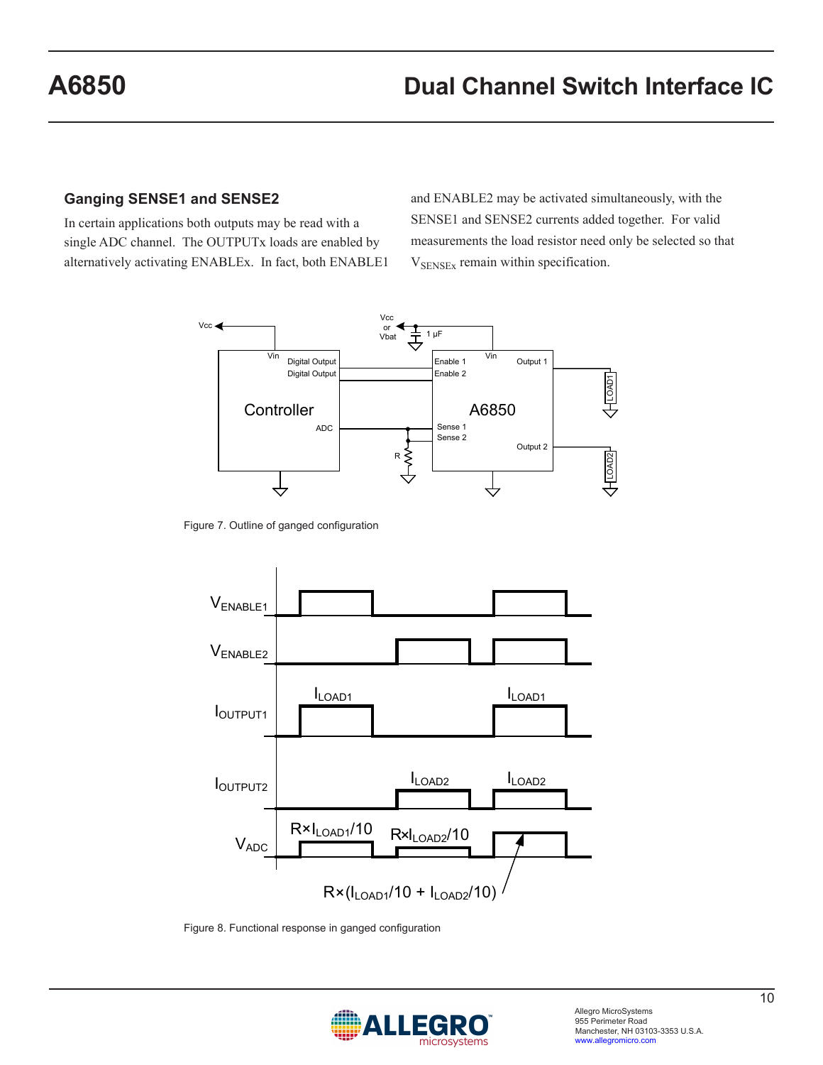## Ganging SENSE1 and SENSE2

In certain applications both outputs may be read with a single ADC channel. The OUTPUTx loads are enabled by alternatively activating ENABLEx. In fact, both ENABLE1 and ENABLE2 may be activated simultaneously, with the SENSE1 and SENSE2 currents added together. For valid measurements the load resistor need only be selected so that $V_{SENSEx}$ remain within specification.

Figure 7. Outline of ganged configuration

Figure 8. Functional response in ganged configuration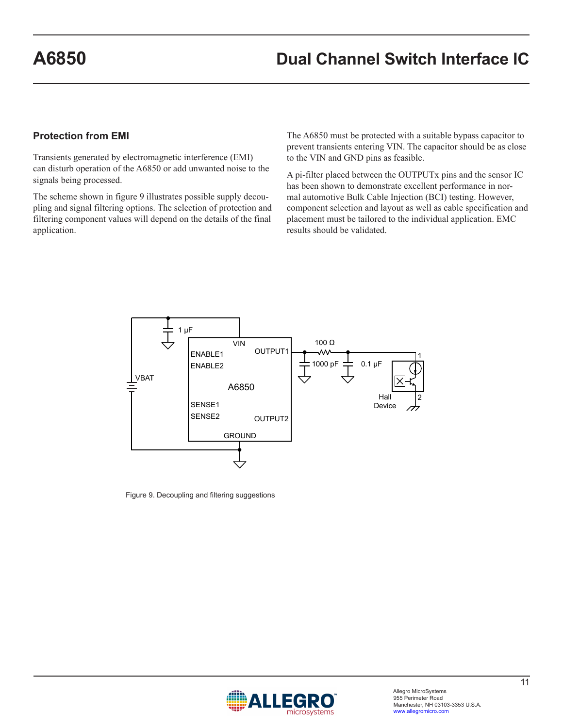## Protection from EMI

Transients generated by electromagnetic interference (EMI) can disturb operation of the A6850 or add unwanted noise to the signals being processed.

The scheme shown in figure 9 illustrates possible supply decoupling and signal filtering options. The selection of protection and filtering component values will depend on the details of the final application.

The A6850 must be protected with a suitable bypass capacitor to prevent transients entering VIN. The capacitor should be as close to the VIN and GND pins as feasible.

A pi-filter placed between the OUTPUTx pins and the sensor IC has been shown to demonstrate excellent performance in normal automotive Bulk Cable Injection (BCI) testing. However, component selection and layout as well as cable specification and placement must be tailored to the individual application. EMC results should be validated.

Figure 9. Decoupling and filtering suggestions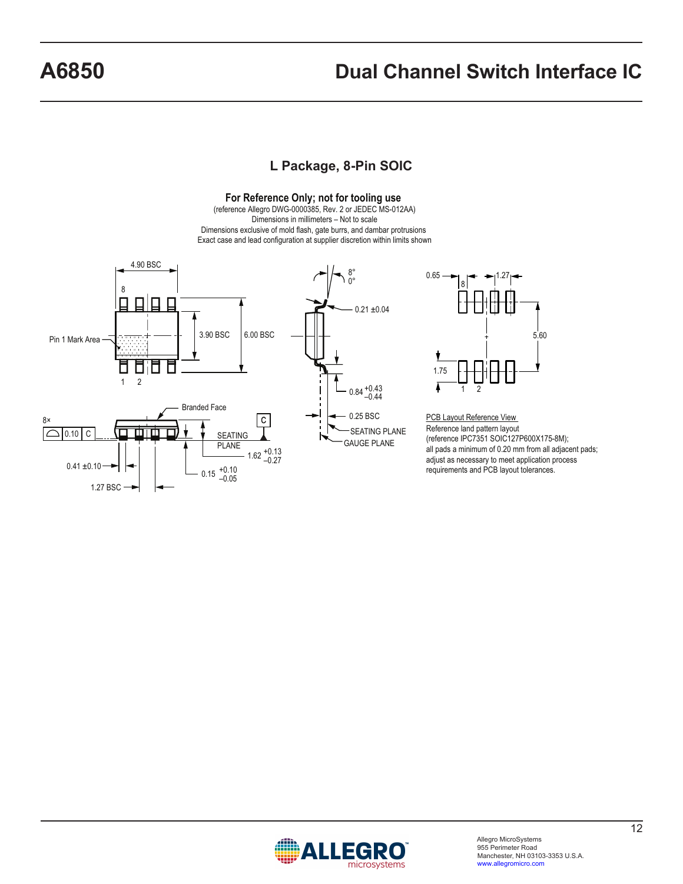## L Package, 8-Pin SOIC

**For Reference Only; not for tooling use**
(reference Allegro DWG-0000385, Rev. 2 or JEDEC MS-012AA)
Dimensions in millimeters – Not to scale
Dimensions exclusive of mold flash, gate burrs, and dambar protrusions
Exact case and lead configuration at supplier discretion within limits shown

4.90 BSC
8
Pin 1 Mark Area
3.90 BSC
6.00 BSC
1 2

8°
0°
0.21 ±0.04
0.84 $^{+0.43}_{-0.44}$
0.25 BSC
SEATING PLANE
GAUGE PLANE

0.65
8
1.27
5.60
1.75
1 2

Branded Face
8×
0.10 C
C
SEATING PLANE
1.62 $^{+0.13}_{-0.27}$
0.41 ±0.10
0.15 $^{+0.10}_{-0.05}$
1.27 BSC

PCB Layout Reference View
Reference land pattern layout
(reference IPC7351 SOIC127P600X175-8M);
all pads a minimum of 0.20 mm from all adjacent pads;
adjust as necessary to meet application process
requirements and PCB layout tolerances.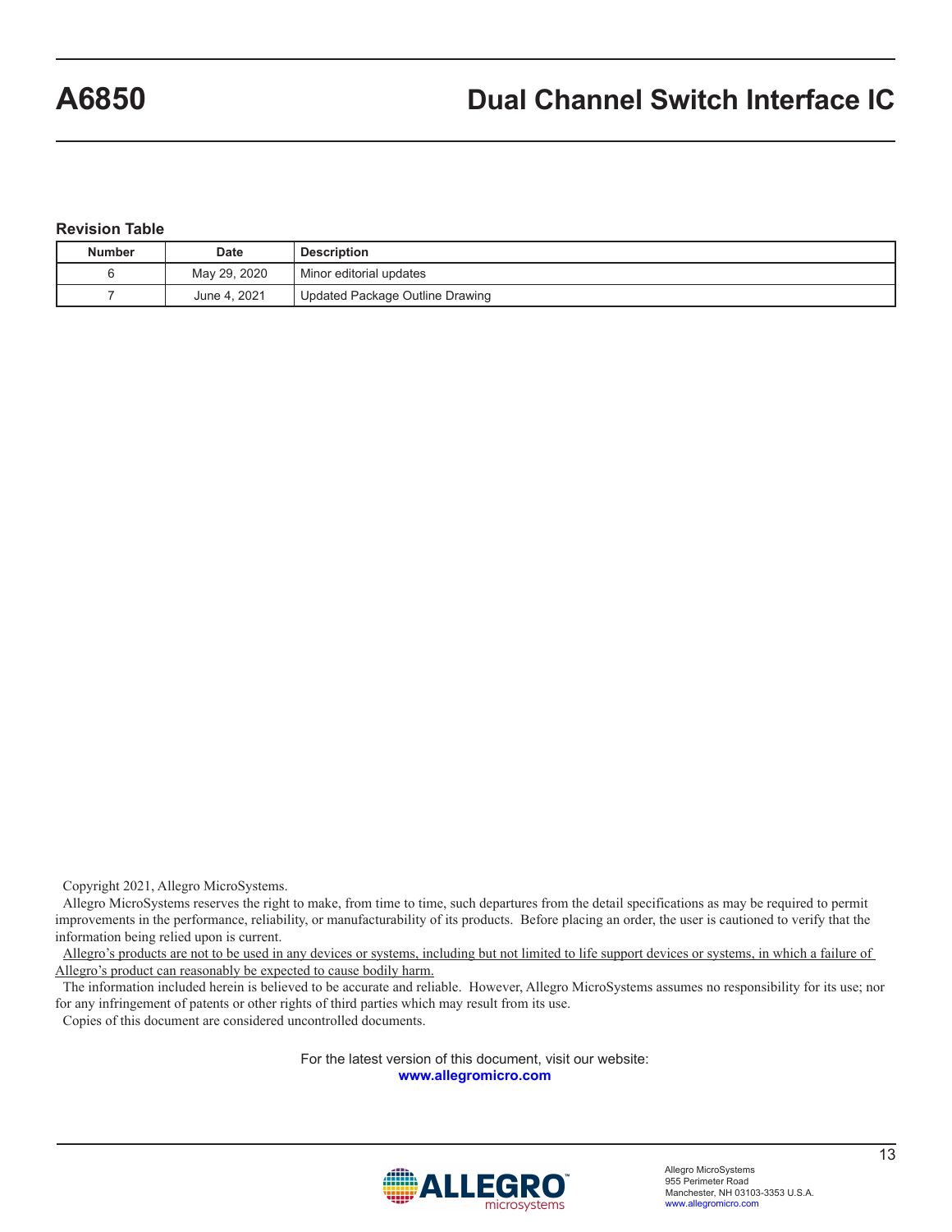#### Revision Table

| Number | Date | Description |
|---|---|---|
| 6 | May 29, 2020 | Minor editorial updates |
| 7 | June 4, 2021 | Updated Package Outline Drawing |

Copyright 2021, Allegro MicroSystems.

Allegro MicroSystems reserves the right to make, from time to time, such departures from the detail specifications as may be required to permit improvements in the performance, reliability, or manufacturability of its products. Before placing an order, the user is cautioned to verify that the information being relied upon is current.

Allegro's products are not to be used in any devices or systems, including but not limited to life support devices or systems, in which a failure of Allegro's product can reasonably be expected to cause bodily harm.

The information included herein is believed to be accurate and reliable. However, Allegro MicroSystems assumes no responsibility for its use; nor for any infringement of patents or other rights of third parties which may result from its use.

Copies of this document are considered uncontrolled documents.

For the latest version of this document, visit our website:
**www.allegromicro.com**